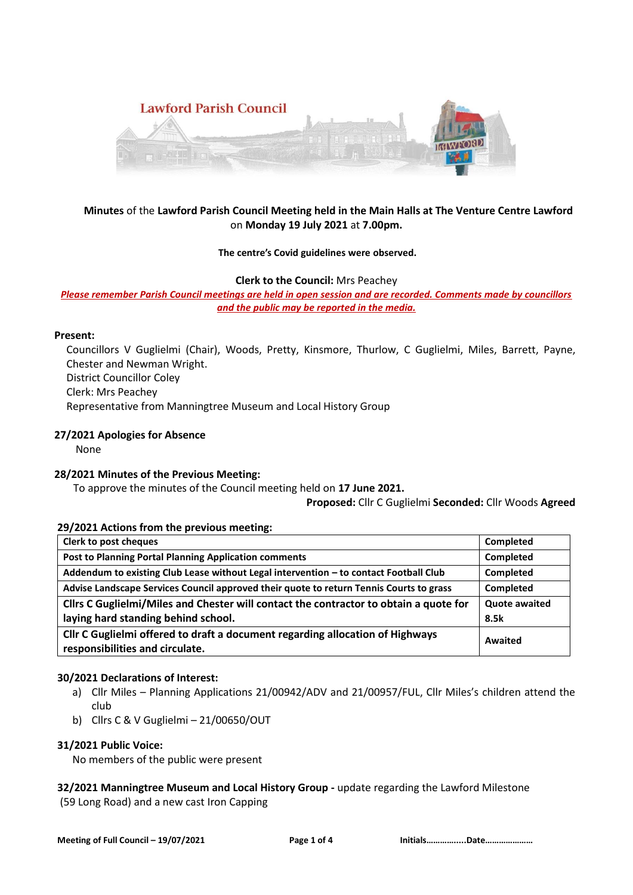Lawford Parish Council

**Minutes** of the **Lawford Parish Council Meeting held in the Main Halls at The Venture Centre Lawford** on **Monday 19 July 2021** at **7.00pm.**

**The centre's Covid guidelines were observed.**

**Clerk to the Council:** Mrs Peachey

***Please remember Parish Council meetings are held in open session and are recorded. Comments made by councillors and the public may be reported in the media.***

**Present:**

Councillors V Guglielmi (Chair), Woods, Pretty, Kinsmore, Thurlow, C Guglielmi, Miles, Barrett, Payne, Chester and Newman Wright.
District Councillor Coley
Clerk: Mrs Peachey
Representative from Manningtree Museum and Local History Group

### 27/2021 Apologies for Absence

None

### 28/2021 Minutes of the Previous Meeting:

To approve the minutes of the Council meeting held on **17 June 2021.**

**Proposed:** Cllr C Guglielmi **Seconded:** Cllr Woods **Agreed**

### 29/2021 Actions from the previous meeting:

| Action | Status |
|---|---|
| **Clerk to post cheques** | **Completed** |
| **Post to Planning Portal Planning Application comments** | **Completed** |
| **Addendum to existing Club Lease without Legal intervention – to contact Football Club** | **Completed** |
| **Advise Landscape Services Council approved their quote to return Tennis Courts to grass** | **Completed** |
| **Cllrs C Guglielmi/Miles and Chester will contact the contractor to obtain a quote for laying hard standing behind school.** | **Quote awaited 8.5k** |
| **Cllr C Guglielmi offered to draft a document regarding allocation of Highways responsibilities and circulate.** | **Awaited** |

### 30/2021 Declarations of Interest:

a) Cllr Miles – Planning Applications 21/00942/ADV and 21/00957/FUL, Cllr Miles's children attend the club
b) Cllrs C & V Guglielmi – 21/00650/OUT

### 31/2021 Public Voice:

No members of the public were present

**32/2021 Manningtree Museum and Local History Group -** update regarding the Lawford Milestone (59 Long Road) and a new cast Iron Capping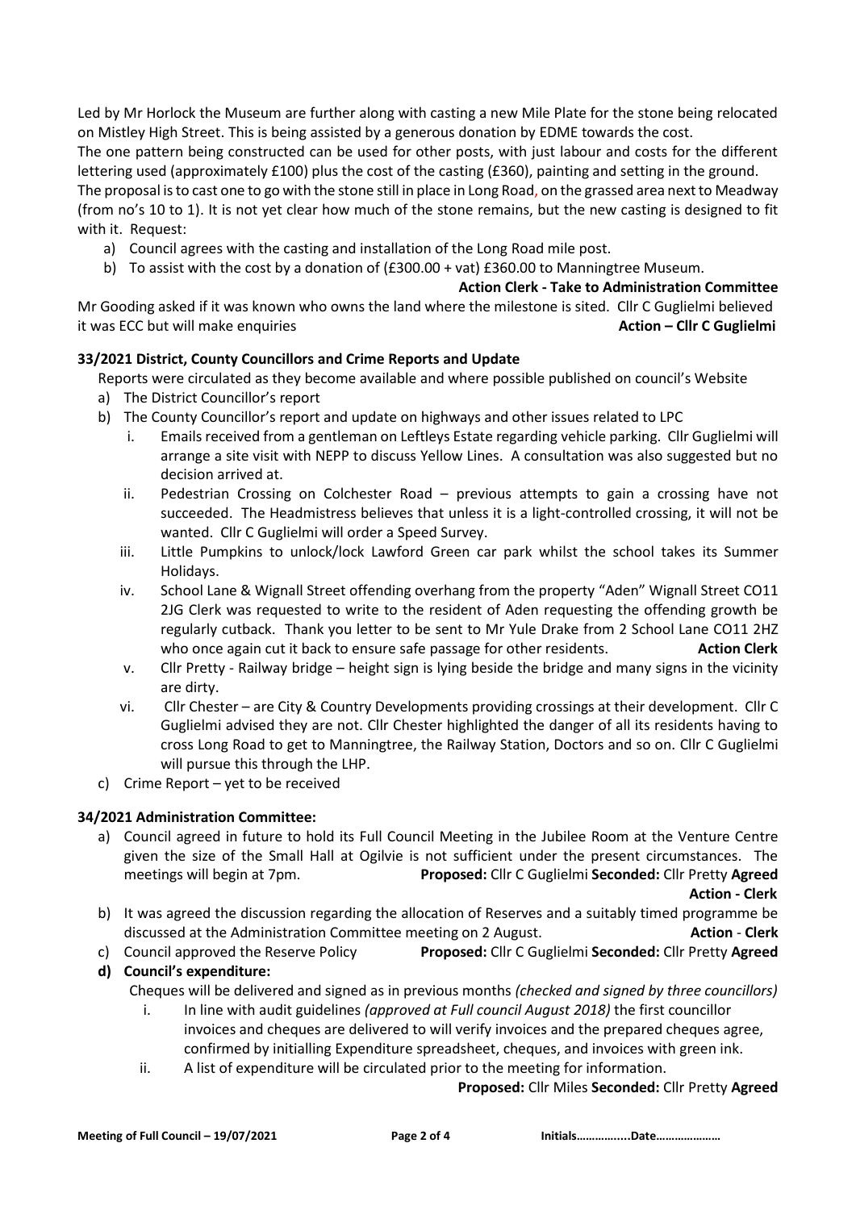Led by Mr Horlock the Museum are further along with casting a new Mile Plate for the stone being relocated on Mistley High Street. This is being assisted by a generous donation by EDME towards the cost.

The one pattern being constructed can be used for other posts, with just labour and costs for the different lettering used (approximately £100) plus the cost of the casting (£360), painting and setting in the ground. The proposal is to cast one to go with the stone still in place in Long Road, on the grassed area next to Meadway (from no's 10 to 1). It is not yet clear how much of the stone remains, but the new casting is designed to fit with it. Request:

a) Council agrees with the casting and installation of the Long Road mile post.
b) To assist with the cost by a donation of (£300.00 + vat) £360.00 to Manningtree Museum.

**Action Clerk - Take to Administration Committee**

Mr Gooding asked if it was known who owns the land where the milestone is sited. Cllr C Guglielmi believed it was ECC but will make enquiries **Action – Cllr C Guglielmi**

### 33/2021 District, County Councillors and Crime Reports and Update

Reports were circulated as they become available and where possible published on council's Website

a) The District Councillor's report
b) The County Councillor's report and update on highways and other issues related to LPC
   i. Emails received from a gentleman on Leftleys Estate regarding vehicle parking. Cllr Guglielmi will arrange a site visit with NEPP to discuss Yellow Lines. A consultation was also suggested but no decision arrived at.
   ii. Pedestrian Crossing on Colchester Road – previous attempts to gain a crossing have not succeeded. The Headmistress believes that unless it is a light-controlled crossing, it will not be wanted. Cllr C Guglielmi will order a Speed Survey.
   iii. Little Pumpkins to unlock/lock Lawford Green car park whilst the school takes its Summer Holidays.
   iv. School Lane & Wignall Street offending overhang from the property "Aden" Wignall Street CO11 2JG Clerk was requested to write to the resident of Aden requesting the offending growth be regularly cutback. Thank you letter to be sent to Mr Yule Drake from 2 School Lane CO11 2HZ who once again cut it back to ensure safe passage for other residents. **Action Clerk**
   v. Cllr Pretty - Railway bridge – height sign is lying beside the bridge and many signs in the vicinity are dirty.
   vi. Cllr Chester – are City & Country Developments providing crossings at their development. Cllr C Guglielmi advised they are not. Cllr Chester highlighted the danger of all its residents having to cross Long Road to get to Manningtree, the Railway Station, Doctors and so on. Cllr C Guglielmi will pursue this through the LHP.
c) Crime Report – yet to be received

### 34/2021 Administration Committee:

a) Council agreed in future to hold its Full Council Meeting in the Jubilee Room at the Venture Centre given the size of the Small Hall at Ogilvie is not sufficient under the present circumstances. The meetings will begin at 7pm. **Proposed:** Cllr C Guglielmi **Seconded:** Cllr Pretty **Agreed**

   **Action - Clerk**
b) It was agreed the discussion regarding the allocation of Reserves and a suitably timed programme be discussed at the Administration Committee meeting on 2 August. **Action - Clerk**
c) Council approved the Reserve Policy **Proposed:** Cllr C Guglielmi **Seconded:** Cllr Pretty **Agreed**
d) **Council's expenditure:**

   Cheques will be delivered and signed as in previous months *(checked and signed by three councillors)*
   i. In line with audit guidelines *(approved at Full council August 2018)* the first councillor invoices and cheques are delivered to will verify invoices and the prepared cheques agree, confirmed by initialling Expenditure spreadsheet, cheques, and invoices with green ink.
   ii. A list of expenditure will be circulated prior to the meeting for information.

   **Proposed:** Cllr Miles **Seconded:** Cllr Pretty **Agreed**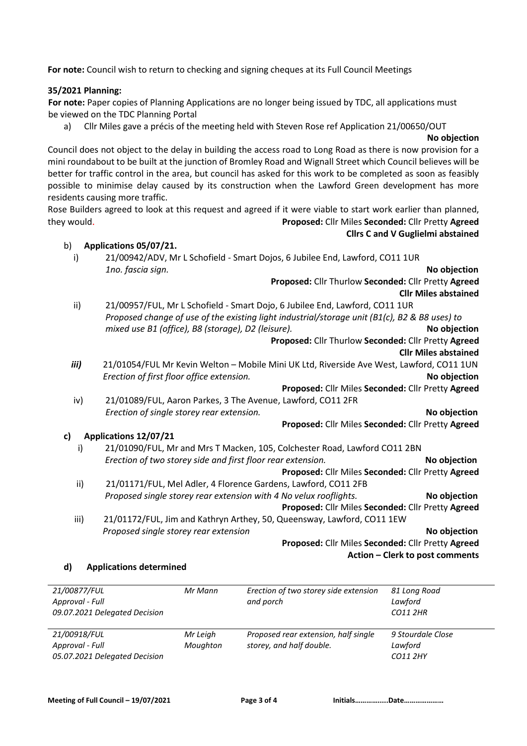**For note:** Council wish to return to checking and signing cheques at its Full Council Meetings

**35/2021 Planning:**

**For note:** Paper copies of Planning Applications are no longer being issued by TDC, all applications must be viewed on the TDC Planning Portal

a) Cllr Miles gave a précis of the meeting held with Steven Rose ref Application 21/00650/OUT

**No objection**

Council does not object to the delay in building the access road to Long Road as there is now provision for a mini roundabout to be built at the junction of Bromley Road and Wignall Street which Council believes will be better for traffic control in the area, but council has asked for this work to be completed as soon as feasibly possible to minimise delay caused by its construction when the Lawford Green development has more residents causing more traffic.

Rose Builders agreed to look at this request and agreed if it were viable to start work earlier than planned, they would. **Proposed:** Cllr Miles **Seconded:** Cllr Pretty **Agreed**

**Cllrs C and V Guglielmi abstained**

b) **Applications 05/07/21.**

i) 21/00942/ADV, Mr L Schofield - Smart Dojos, 6 Jubilee End, Lawford, CO11 1UR
*1no. fascia sign.* **No objection**
**Proposed:** Cllr Thurlow **Seconded:** Cllr Pretty **Agreed**
**Cllr Miles abstained**

ii) 21/00957/FUL, Mr L Schofield - Smart Dojo, 6 Jubilee End, Lawford, CO11 1UR
*Proposed change of use of the existing light industrial/storage unit (B1(c), B2 & B8 uses) to mixed use B1 (office), B8 (storage), D2 (leisure).* **No objection**
**Proposed:** Cllr Thurlow **Seconded:** Cllr Pretty **Agreed**
**Cllr Miles abstained**

***iii)*** 21/01054/FUL Mr Kevin Welton – Mobile Mini UK Ltd, Riverside Ave West, Lawford, CO11 1UN
*Erection of first floor office extension.* **No objection**
**Proposed:** Cllr Miles **Seconded:** Cllr Pretty **Agreed**

iv) 21/01089/FUL, Aaron Parkes, 3 The Avenue, Lawford, CO11 2FR
*Erection of single storey rear extension.* **No objection**
**Proposed:** Cllr Miles **Seconded:** Cllr Pretty **Agreed**

**c) Applications 12/07/21**

i) 21/01090/FUL, Mr and Mrs T Macken, 105, Colchester Road, Lawford CO11 2BN
*Erection of two storey side and first floor rear extension.* **No objection**
**Proposed:** Cllr Miles **Seconded:** Cllr Pretty **Agreed**

ii) 21/01171/FUL, Mel Adler, 4 Florence Gardens, Lawford, CO11 2FB
*Proposed single storey rear extension with 4 No velux rooflights.* **No objection**
**Proposed:** Cllr Miles **Seconded:** Cllr Pretty **Agreed**

iii) 21/01172/FUL, Jim and Kathryn Arthey, 50, Queensway, Lawford, CO11 1EW
*Proposed single storey rear extension* **No objection**
**Proposed:** Cllr Miles **Seconded:** Cllr Pretty **Agreed**
**Action – Clerk to post comments**

**d) Applications determined**

| | | | |
|---|---|---|---|
| *21/00877/FUL*<br>*Approval - Full*<br>*09.07.2021 Delegated Decision* | *Mr Mann* | *Erection of two storey side extension and porch* | *81 Long Road*<br>*Lawford*<br>*CO11 2HR* |
| *21/00918/FUL*<br>*Approval - Full*<br>*05.07.2021 Delegated Decision* | *Mr Leigh Moughton* | *Proposed rear extension, half single storey, and half double.* | *9 Stourdale Close*<br>*Lawford*<br>*CO11 2HY* |

**Meeting of Full Council – 19/07/2021** **Initials……………...Date…………………**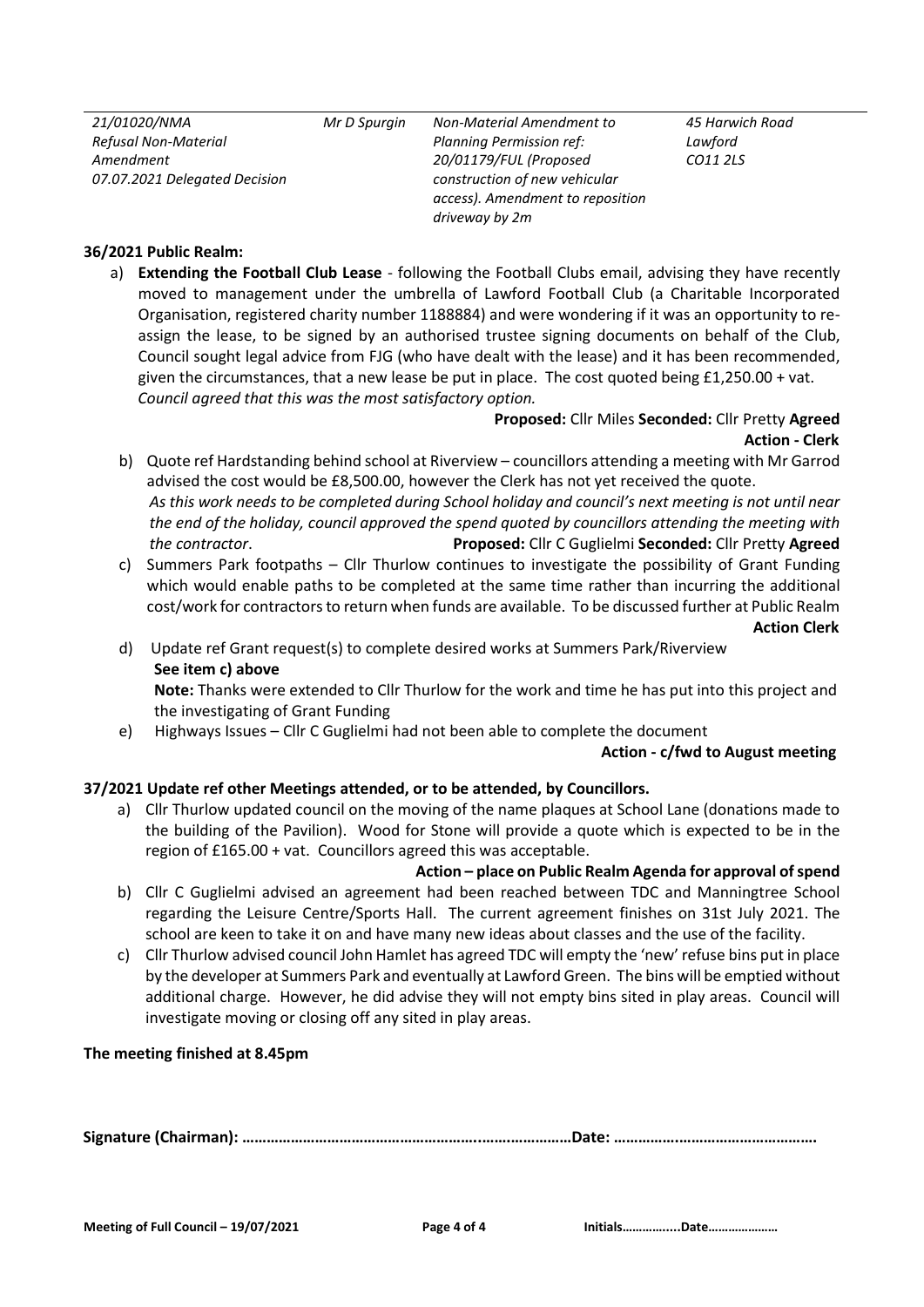| | | | |
|---|---|---|---|
| *21/01020/NMA* *Refusal Non-Material Amendment* *07.07.2021 Delegated Decision* | *Mr D Spurgin* | *Non-Material Amendment to Planning Permission ref: 20/01179/FUL (Proposed construction of new vehicular access). Amendment to reposition driveway by 2m* | *45 Harwich Road Lawford CO11 2LS* |

**36/2021 Public Realm:**

a) **Extending the Football Club Lease** - following the Football Clubs email, advising they have recently moved to management under the umbrella of Lawford Football Club (a Charitable Incorporated Organisation, registered charity number 1188884) and were wondering if it was an opportunity to re-assign the lease, to be signed by an authorised trustee signing documents on behalf of the Club, Council sought legal advice from FJG (who have dealt with the lease) and it has been recommended, given the circumstances, that a new lease be put in place. The cost quoted being £1,250.00 + vat.
*Council agreed that this was the most satisfactory option.*

**Proposed:** Cllr Miles **Seconded:** Cllr Pretty **Agreed**
**Action - Clerk**

b) Quote ref Hardstanding behind school at Riverview – councillors attending a meeting with Mr Garrod advised the cost would be £8,500.00, however the Clerk has not yet received the quote.
*As this work needs to be completed during School holiday and council's next meeting is not until near the end of the holiday, council approved the spend quoted by councillors attending the meeting with the contractor*. **Proposed:** Cllr C Guglielmi **Seconded:** Cllr Pretty **Agreed**

c) Summers Park footpaths – Cllr Thurlow continues to investigate the possibility of Grant Funding which would enable paths to be completed at the same time rather than incurring the additional cost/work for contractors to return when funds are available. To be discussed further at Public Realm
**Action Clerk**

d) Update ref Grant request(s) to complete desired works at Summers Park/Riverview
**See item c) above**
**Note:** Thanks were extended to Cllr Thurlow for the work and time he has put into this project and the investigating of Grant Funding

e) Highways Issues – Cllr C Guglielmi had not been able to complete the document
**Action - c/fwd to August meeting**

**37/2021 Update ref other Meetings attended, or to be attended, by Councillors.**

a) Cllr Thurlow updated council on the moving of the name plaques at School Lane (donations made to the building of the Pavilion). Wood for Stone will provide a quote which is expected to be in the region of £165.00 + vat. Councillors agreed this was acceptable.
**Action – place on Public Realm Agenda for approval of spend**

b) Cllr C Guglielmi advised an agreement had been reached between TDC and Manningtree School regarding the Leisure Centre/Sports Hall. The current agreement finishes on 31st July 2021. The school are keen to take it on and have many new ideas about classes and the use of the facility.

c) Cllr Thurlow advised council John Hamlet has agreed TDC will empty the 'new' refuse bins put in place by the developer at Summers Park and eventually at Lawford Green. The bins will be emptied without additional charge. However, he did advise they will not empty bins sited in play areas. Council will investigate moving or closing off any sited in play areas.

**The meeting finished at 8.45pm**

**Signature (Chairman): ………………………………………………….…………………Date: ………………………………………….**